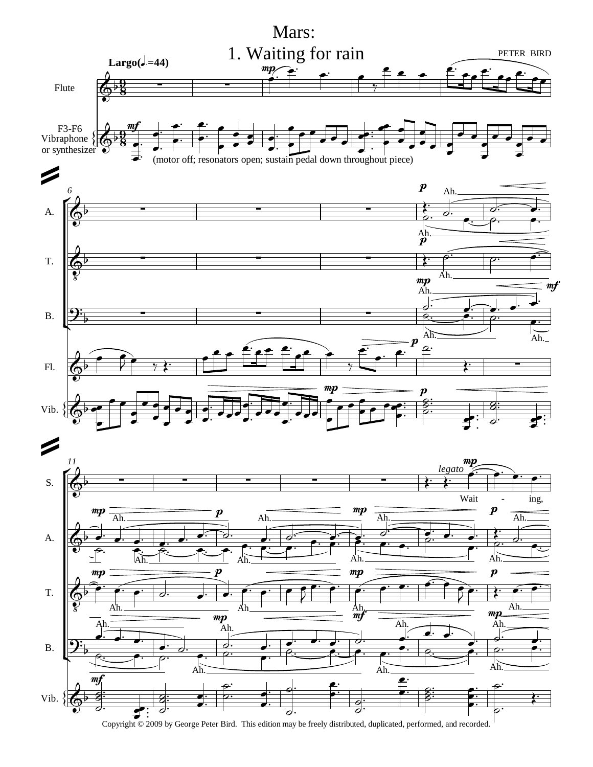# Mars:
## 1. Waiting for rain

PETER BIRD

Largo(♩.=44)

(motor off; resonators open; sustain pedal down throughout piece)

Copyright © 2009 by George Peter Bird. This edition may be freely distributed, duplicated, performed, and recorded.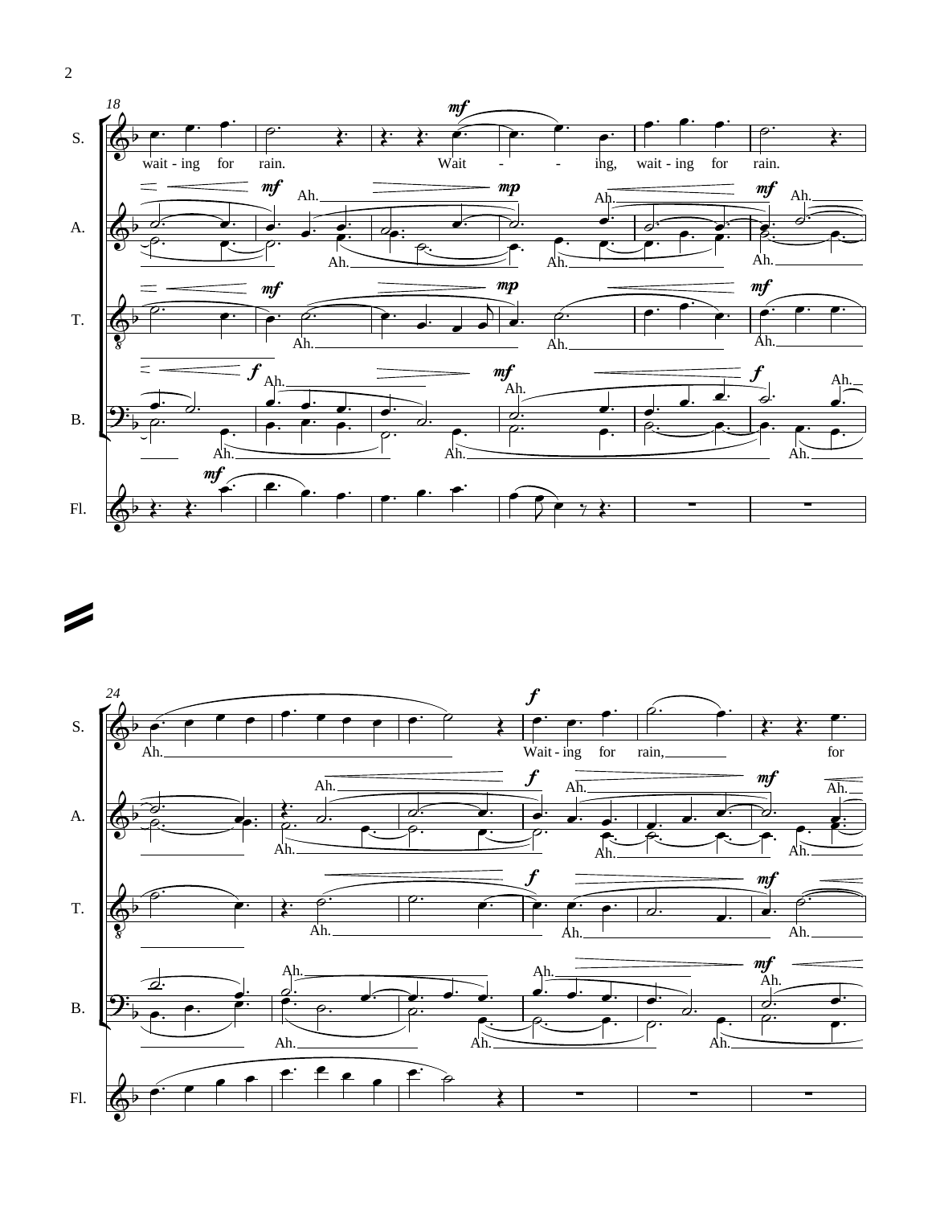S. wait - ing for rain. Wait - - ing, wait - ing for rain.

A. Ah. Ah. Ah. Ah. Ah.

T. Ah. Ah. Ah.

B. Ah. Ah. Ah. Ah. Ah. Ah.

Fl.

S. Ah. Wait - ing for rain, for

A. Ah. Ah. Ah. Ah. Ah.

T. Ah. Ah. Ah.

B. Ah. Ah. Ah. Ah. Ah. Ah.

Fl.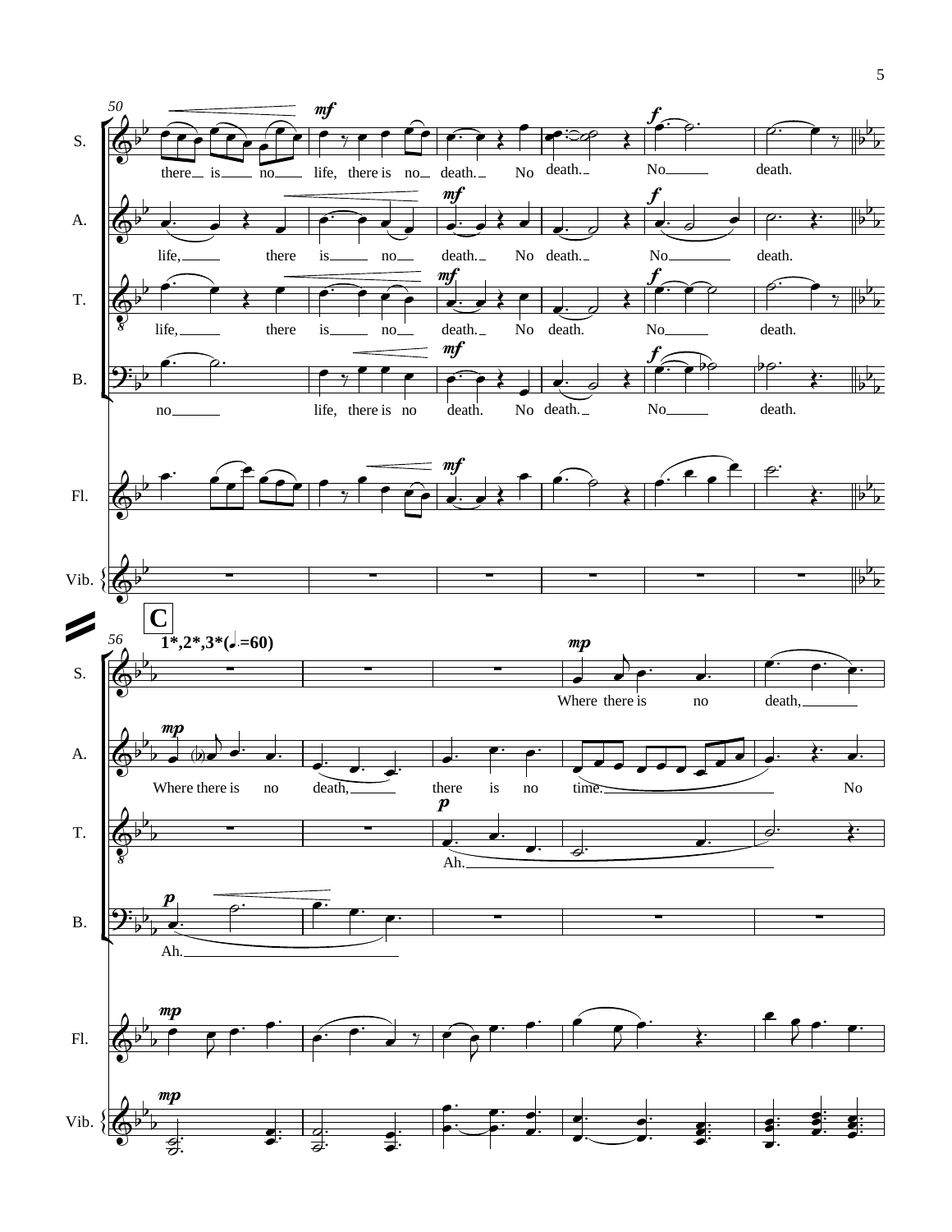**C**

1*,2*,3*(♩.=60)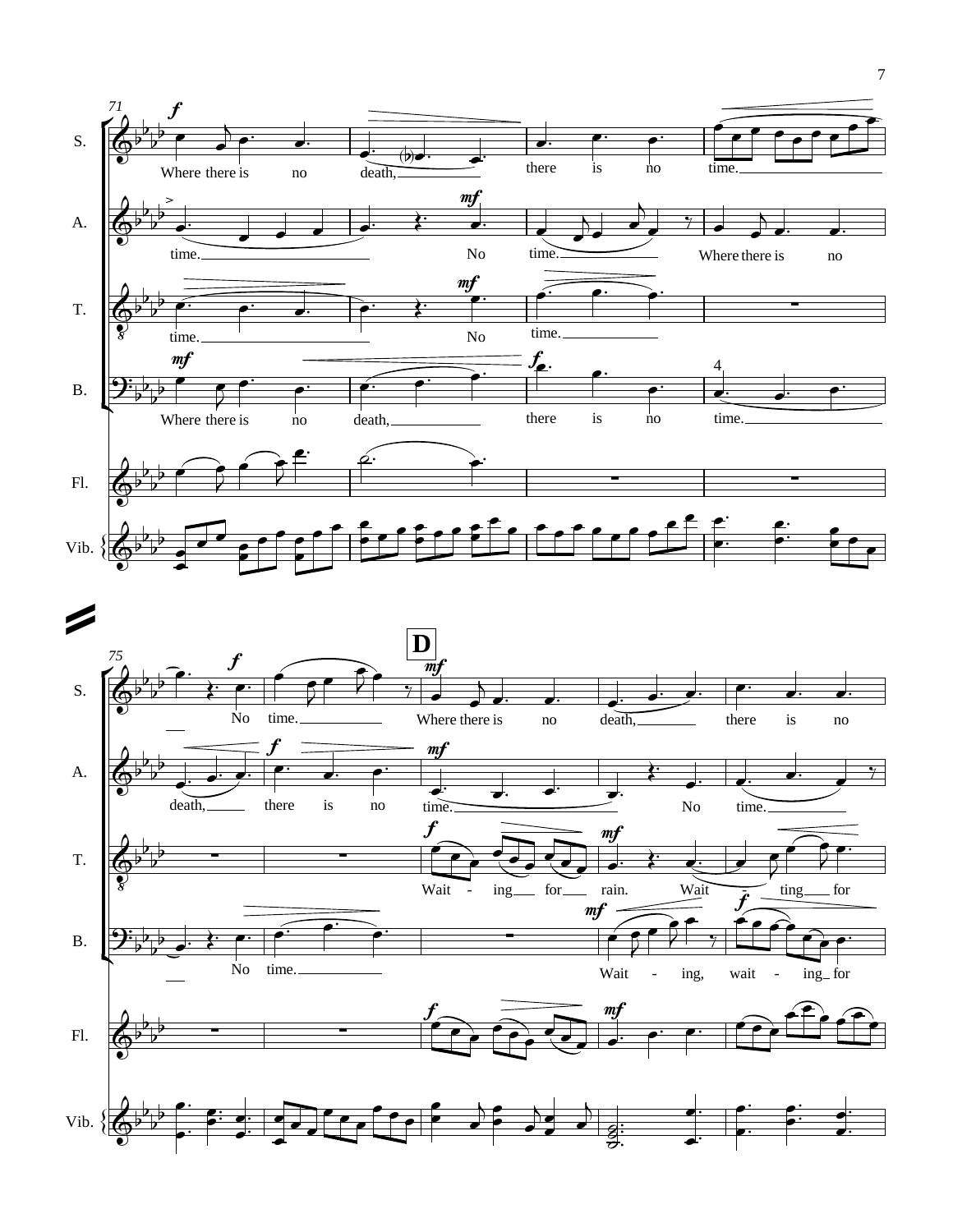**71**

S.: Where there is no death, there is no time.

A.: time. No time. Where there is no

T.: time. No time.

B.: Where there is no death, there is no time.

Fl.

Vib.

**75**

**D**

S.: No time. Where there is no death, there is no

A.: death, there is no time. No time.

T.: Wait - ing for rain. Wait ting for

B.: No time. Wait - ing, wait - ing for

Fl.

Vib.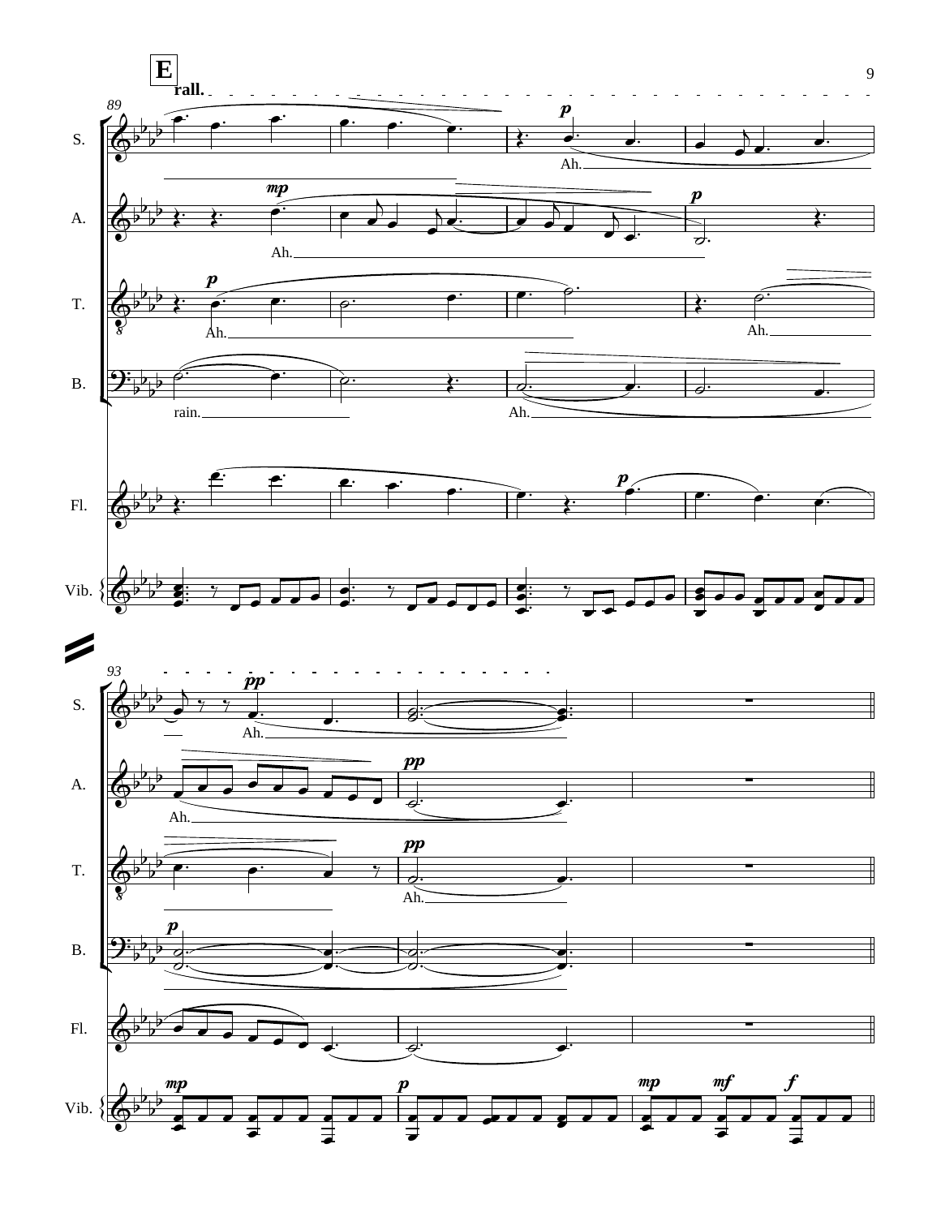**E**

rall.

89

S.

Ah.

A.

Ah.

T.

Ah.

Ah.

B.

rain.

Ah.

Fl.

Vib.

93

S.

Ah.

A.

Ah.

T.

Ah.

B.

Fl.

Vib.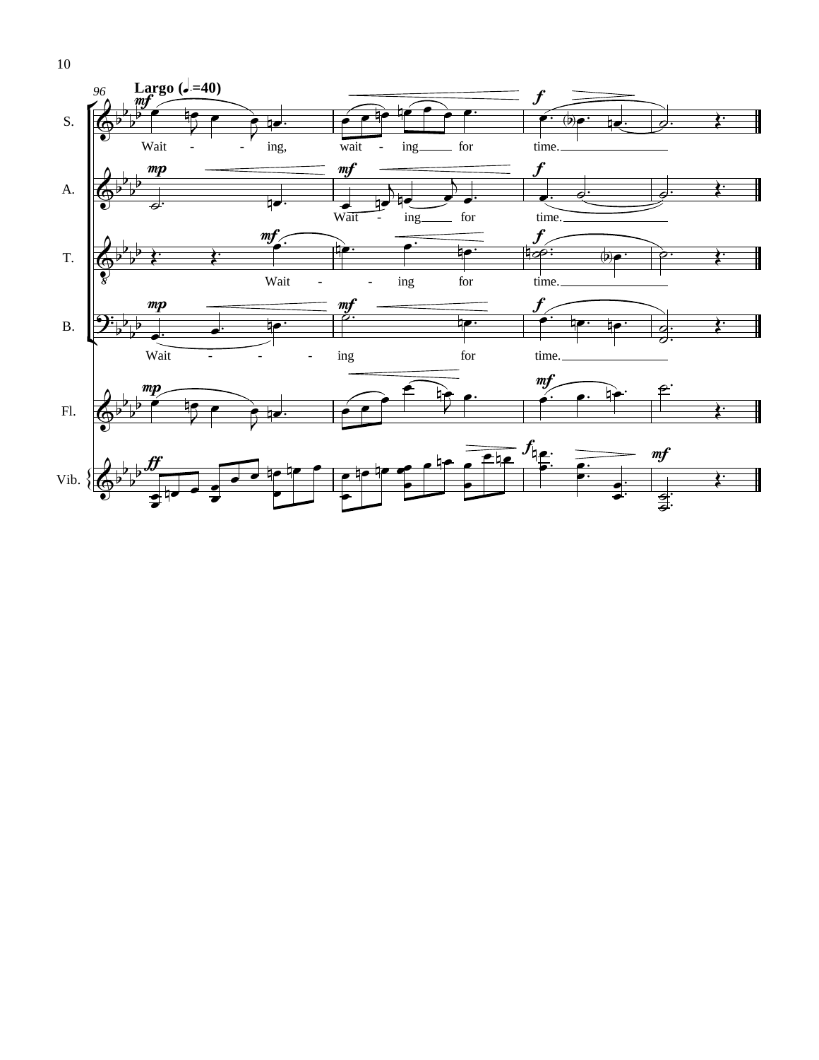Largo (♩. = 40)

S.: Wait - - ing, wait - ing for time.

A.: Wait - ing for time.

T.: Wait - - ing for time.

B.: Wait - - - ing for time.

Fl.

Vib.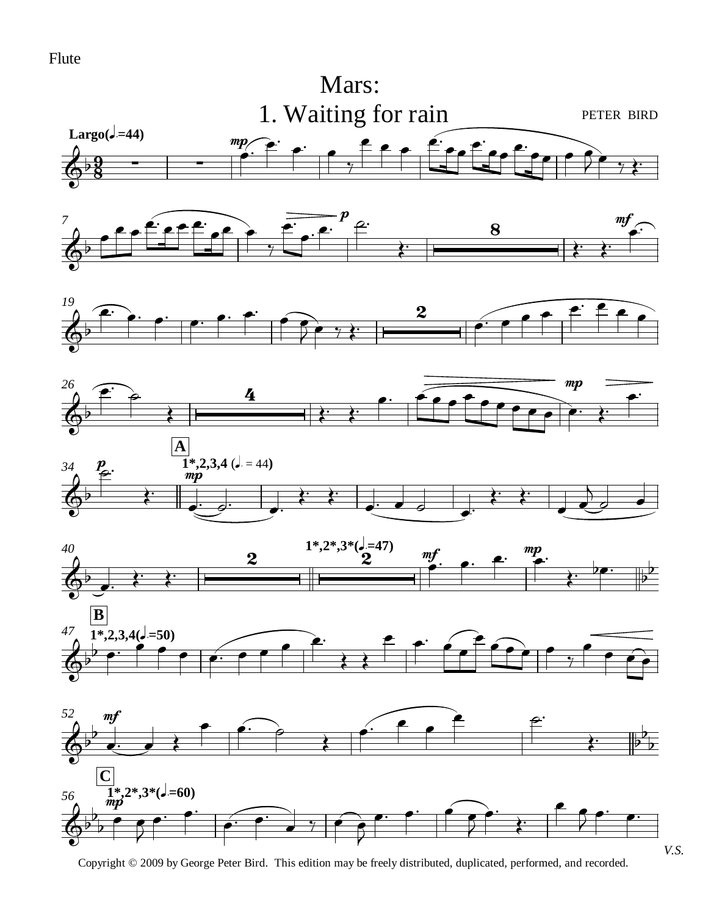Flute

# Mars:
## 1. Waiting for rain

PETER BIRD

Copyright © 2009 by George Peter Bird. This edition may be freely distributed, duplicated, performed, and recorded.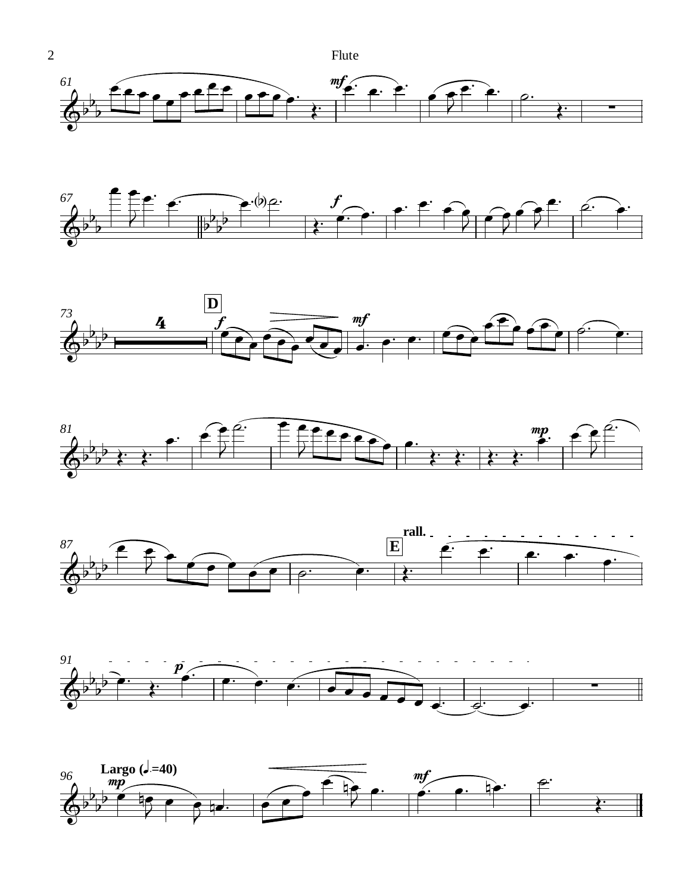**D**

rall.

**E**

**Largo (♩.=40)**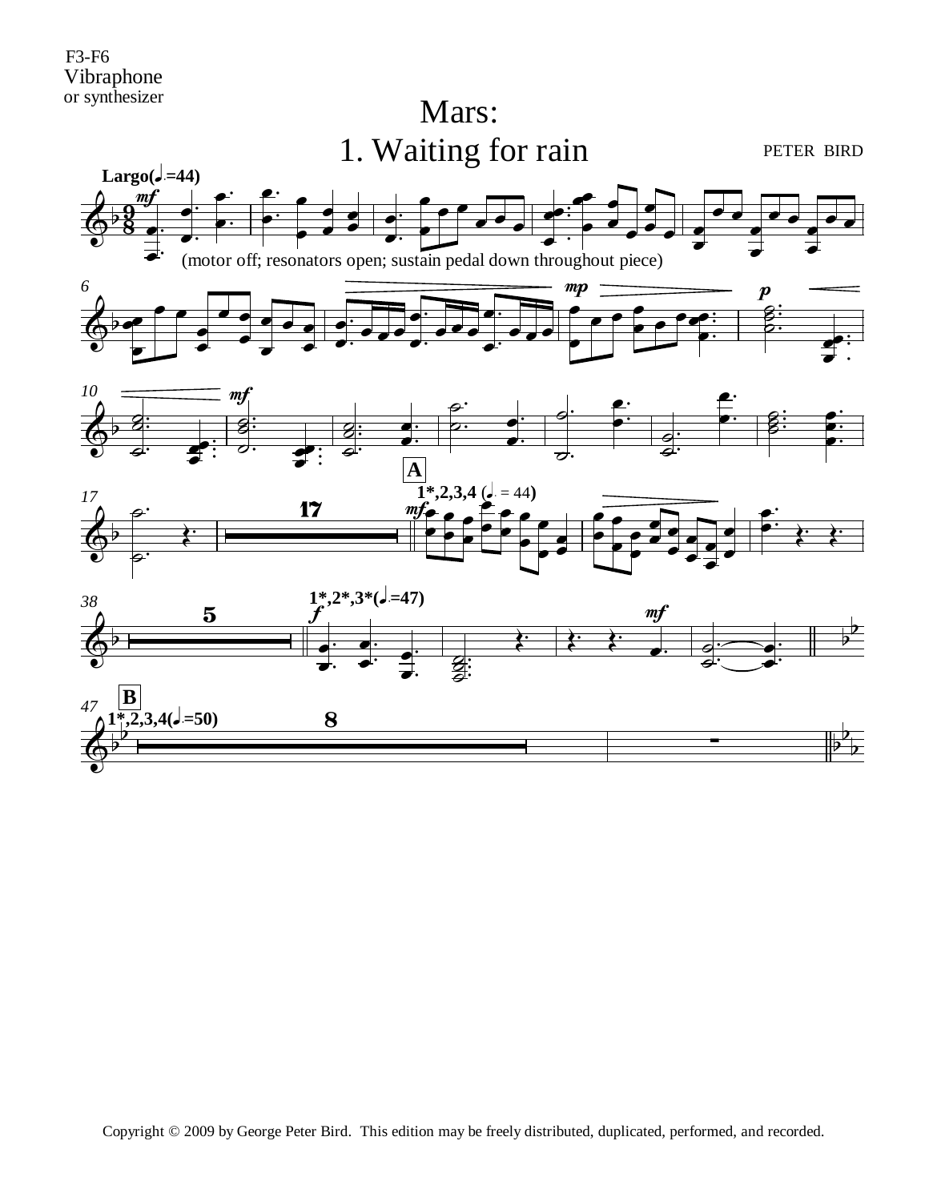F3-F6
Vibraphone
or synthesizer

# Mars:
# 1. Waiting for rain

PETER BIRD

Largo(♩.=44)

(motor off; resonators open; sustain pedal down throughout piece)

Copyright © 2009 by George Peter Bird. This edition may be freely distributed, duplicated, performed, and recorded.